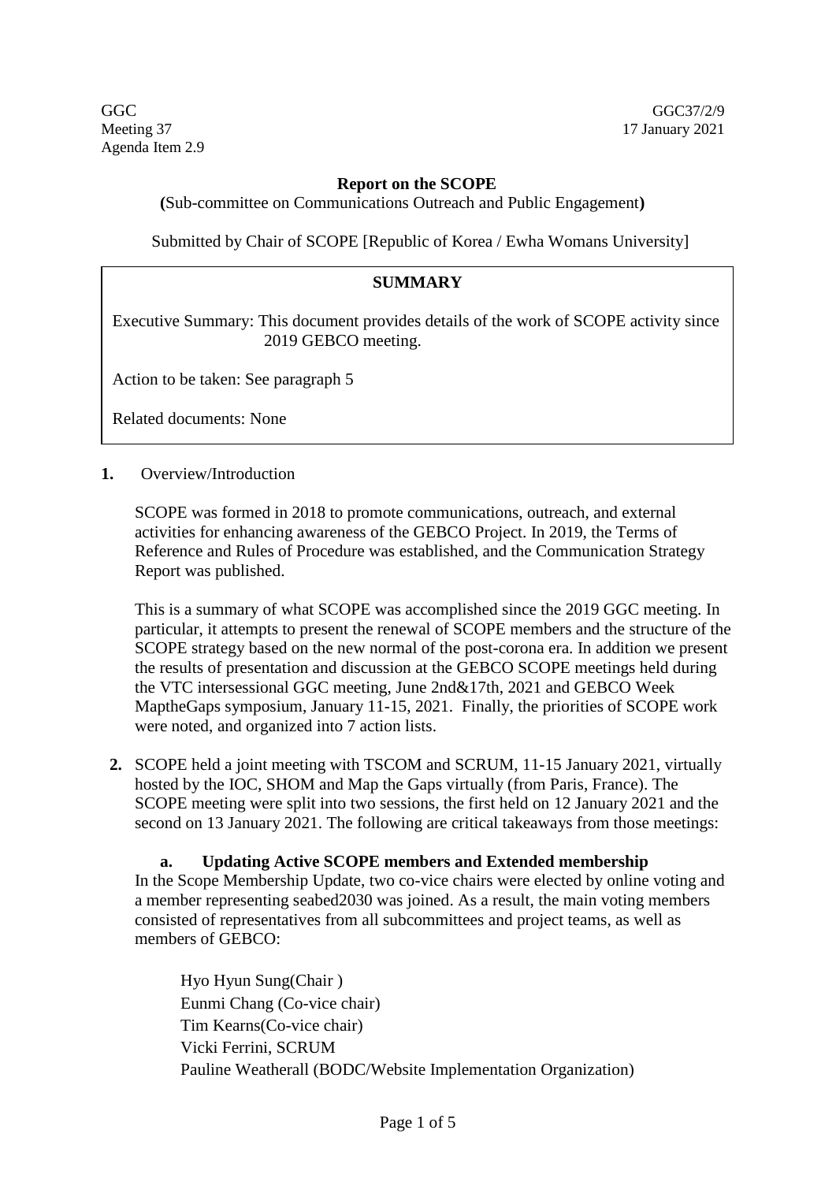GGC
Meeting 37
Agenda Item 2.9

GGC37/2/9
17 January 2021

**Report on the SCOPE**

**(**Sub-committee on Communications Outreach and Public Engagement**)**

Submitted by Chair of SCOPE [Republic of Korea / Ewha Womans University]

**SUMMARY**

Executive Summary: This document provides details of the work of SCOPE activity since 2019 GEBCO meeting.

Action to be taken: See paragraph 5

Related documents: None

**1.** Overview/Introduction

SCOPE was formed in 2018 to promote communications, outreach, and external activities for enhancing awareness of the GEBCO Project. In 2019, the Terms of Reference and Rules of Procedure was established, and the Communication Strategy Report was published.

This is a summary of what SCOPE was accomplished since the 2019 GGC meeting. In particular, it attempts to present the renewal of SCOPE members and the structure of the SCOPE strategy based on the new normal of the post-corona era. In addition we present the results of presentation and discussion at the GEBCO SCOPE meetings held during the VTC intersessional GGC meeting, June 2nd&17th, 2021 and GEBCO Week MaptheGaps symposium, January 11-15, 2021. Finally, the priorities of SCOPE work were noted, and organized into 7 action lists.

**2.** SCOPE held a joint meeting with TSCOM and SCRUM, 11-15 January 2021, virtually hosted by the IOC, SHOM and Map the Gaps virtually (from Paris, France). The SCOPE meeting were split into two sessions, the first held on 12 January 2021 and the second on 13 January 2021. The following are critical takeaways from those meetings:

**a. Updating Active SCOPE members and Extended membership**

In the Scope Membership Update, two co-vice chairs were elected by online voting and a member representing seabed2030 was joined. As a result, the main voting members consisted of representatives from all subcommittees and project teams, as well as members of GEBCO:

Hyo Hyun Sung(Chair )
Eunmi Chang (Co-vice chair)
Tim Kearns(Co-vice chair)
Vicki Ferrini, SCRUM
Pauline Weatherall (BODC/Website Implementation Organization)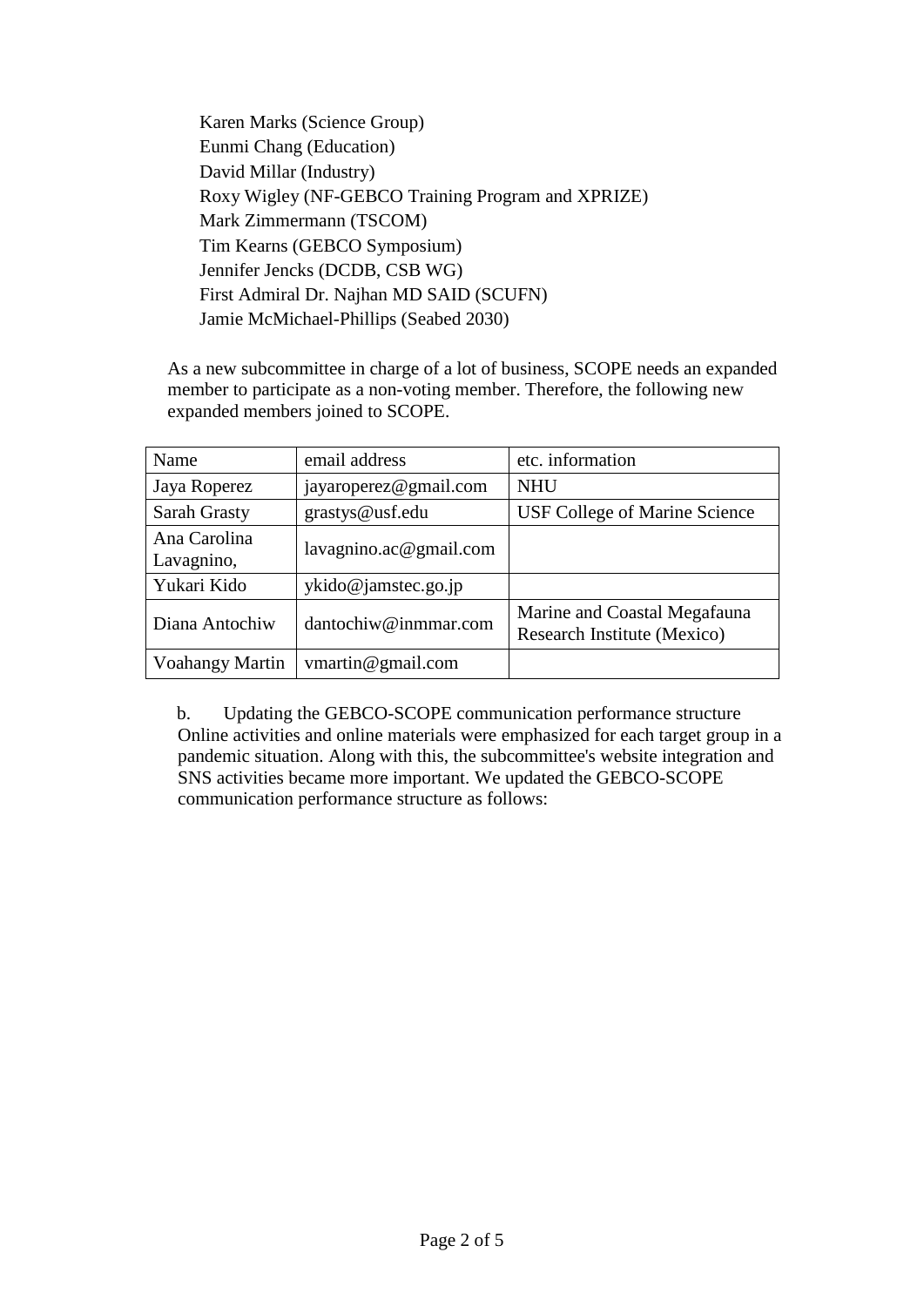Karen Marks (Science Group)  
Eunmi Chang (Education)  
David Millar (Industry)  
Roxy Wigley (NF-GEBCO Training Program and XPRIZE)  
Mark Zimmermann (TSCOM)  
Tim Kearns (GEBCO Symposium)  
Jennifer Jencks (DCDB, CSB WG)  
First Admiral Dr. Najhan MD SAID (SCUFN)  
Jamie McMichael-Phillips (Seabed 2030)

As a new subcommittee in charge of a lot of business, SCOPE needs an expanded member to participate as a non-voting member. Therefore, the following new expanded members joined to SCOPE.

| Name | email address | etc. information |
|---|---|---|
| Jaya Roperez | jayaroperez@gmail.com | NHU |
| Sarah Grasty | grastys@usf.edu | USF College of Marine Science |
| Ana Carolina Lavagnino, | lavagnino.ac@gmail.com | |
| Yukari Kido | ykido@jamstec.go.jp | |
| Diana Antochiw | dantochiw@inmmar.com | Marine and Coastal Megafauna Research Institute (Mexico) |
| Voahangy Martin | vmartin@gmail.com | |

b. Updating the GEBCO-SCOPE communication performance structure  
Online activities and online materials were emphasized for each target group in a pandemic situation. Along with this, the subcommittee's website integration and SNS activities became more important. We updated the GEBCO-SCOPE communication performance structure as follows: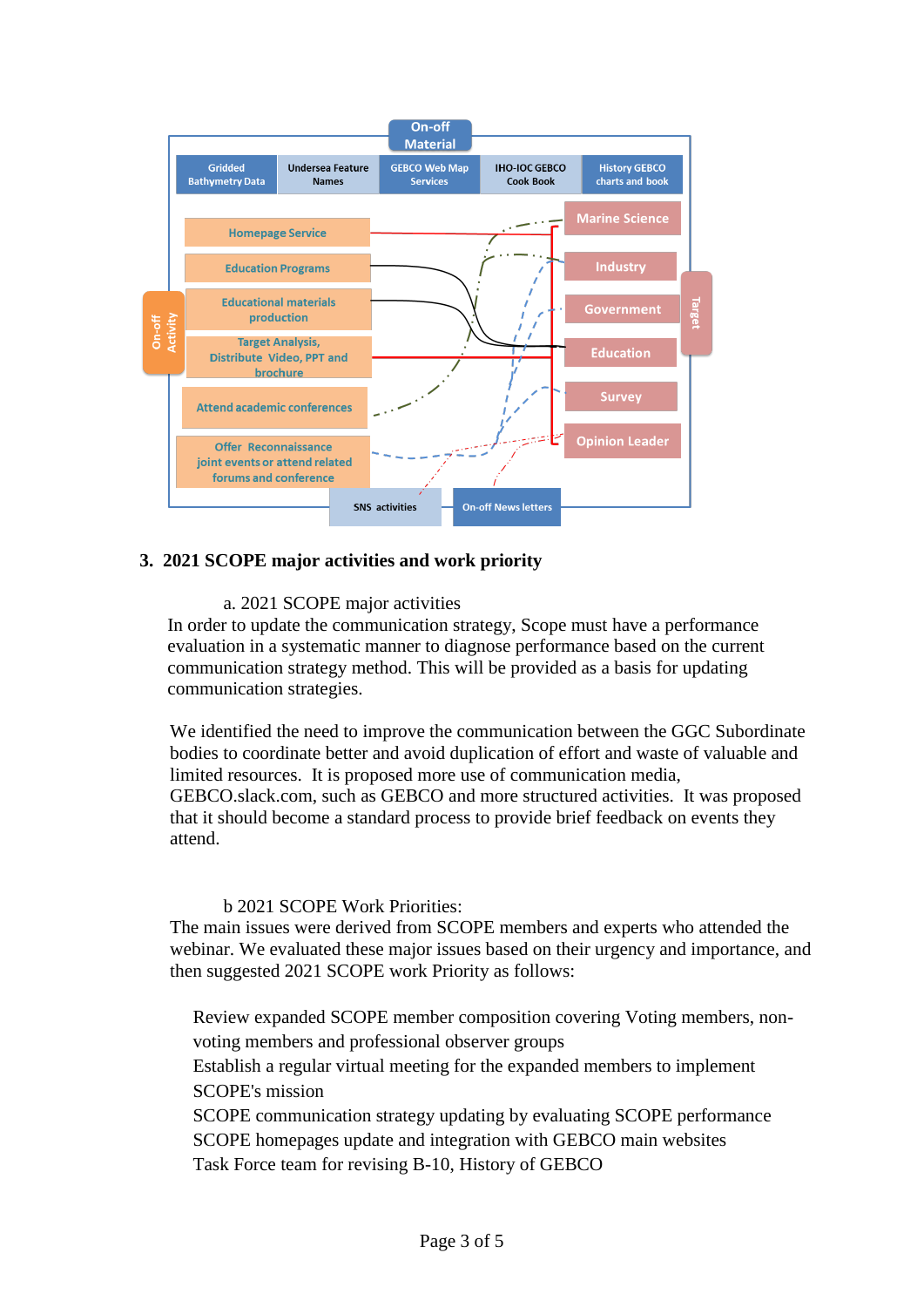On-off Material

| Gridded Bathymetry Data | Undersea Feature Names | GEBCO Web Map Services | IHO-IOC GEBCO Cook Book | History GEBCO charts and book |
|---|---|---|---|---|

On-off Activity:

- Homepage Service
- Education Programs
- Educational materials production
- Target Analysis, Distribute Video, PPT and brochure
- Attend academic conferences
- Offer Reconnaissance joint events or attend related forums and conference

Target:

- Marine Science
- Industry
- Government
- Education
- Survey
- Opinion Leader

SNS activities

On-off News letters

## 3. 2021 SCOPE major activities and work priority

a. 2021 SCOPE major activities

In order to update the communication strategy, Scope must have a performance evaluation in a systematic manner to diagnose performance based on the current communication strategy method. This will be provided as a basis for updating communication strategies.

We identified the need to improve the communication between the GGC Subordinate bodies to coordinate better and avoid duplication of effort and waste of valuable and limited resources. It is proposed more use of communication media, GEBCO.slack.com, such as GEBCO and more structured activities. It was proposed that it should become a standard process to provide brief feedback on events they attend.

b 2021 SCOPE Work Priorities:

The main issues were derived from SCOPE members and experts who attended the webinar. We evaluated these major issues based on their urgency and importance, and then suggested 2021 SCOPE work Priority as follows:

Review expanded SCOPE member composition covering Voting members, non-voting members and professional observer groups
Establish a regular virtual meeting for the expanded members to implement SCOPE's mission
SCOPE communication strategy updating by evaluating SCOPE performance
SCOPE homepages update and integration with GEBCO main websites
Task Force team for revising B-10, History of GEBCO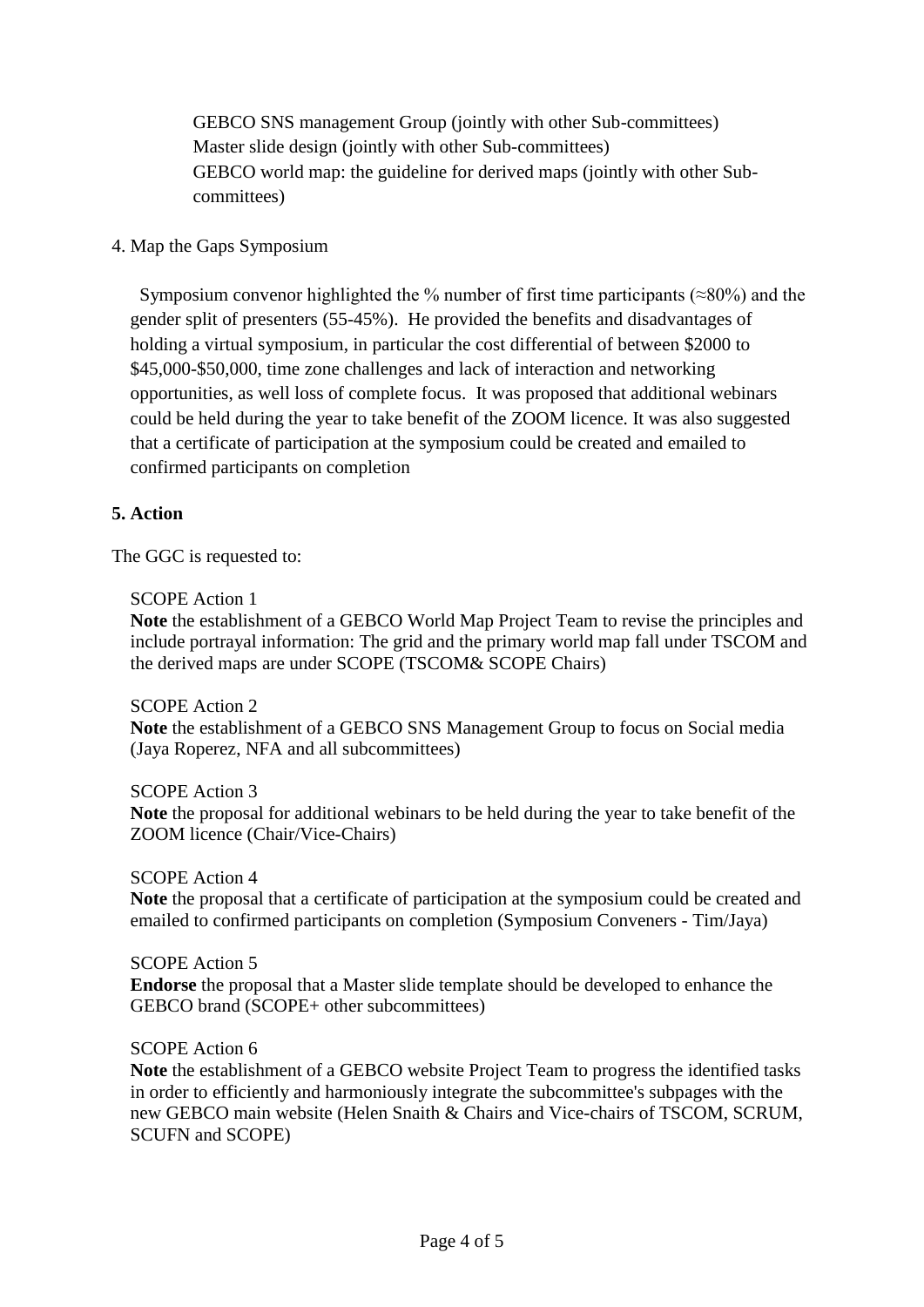GEBCO SNS management Group (jointly with other Sub-committees)
Master slide design (jointly with other Sub-committees)
GEBCO world map: the guideline for derived maps (jointly with other Sub-committees)

4. Map the Gaps Symposium

Symposium convenor highlighted the % number of first time participants (≈80%) and the gender split of presenters (55-45%). He provided the benefits and disadvantages of holding a virtual symposium, in particular the cost differential of between $2000 to $45,000-$50,000, time zone challenges and lack of interaction and networking opportunities, as well loss of complete focus. It was proposed that additional webinars could be held during the year to take benefit of the ZOOM licence. It was also suggested that a certificate of participation at the symposium could be created and emailed to confirmed participants on completion

**5. Action**

The GGC is requested to:

SCOPE Action 1
**Note** the establishment of a GEBCO World Map Project Team to revise the principles and include portrayal information: The grid and the primary world map fall under TSCOM and the derived maps are under SCOPE (TSCOM& SCOPE Chairs)

SCOPE Action 2
**Note** the establishment of a GEBCO SNS Management Group to focus on Social media (Jaya Roperez, NFA and all subcommittees)

SCOPE Action 3
**Note** the proposal for additional webinars to be held during the year to take benefit of the ZOOM licence (Chair/Vice-Chairs)

SCOPE Action 4
**Note** the proposal that a certificate of participation at the symposium could be created and emailed to confirmed participants on completion (Symposium Conveners - Tim/Jaya)

SCOPE Action 5
**Endorse** the proposal that a Master slide template should be developed to enhance the GEBCO brand (SCOPE+ other subcommittees)

SCOPE Action 6
**Note** the establishment of a GEBCO website Project Team to progress the identified tasks in order to efficiently and harmoniously integrate the subcommittee's subpages with the new GEBCO main website (Helen Snaith & Chairs and Vice-chairs of TSCOM, SCRUM, SCUFN and SCOPE)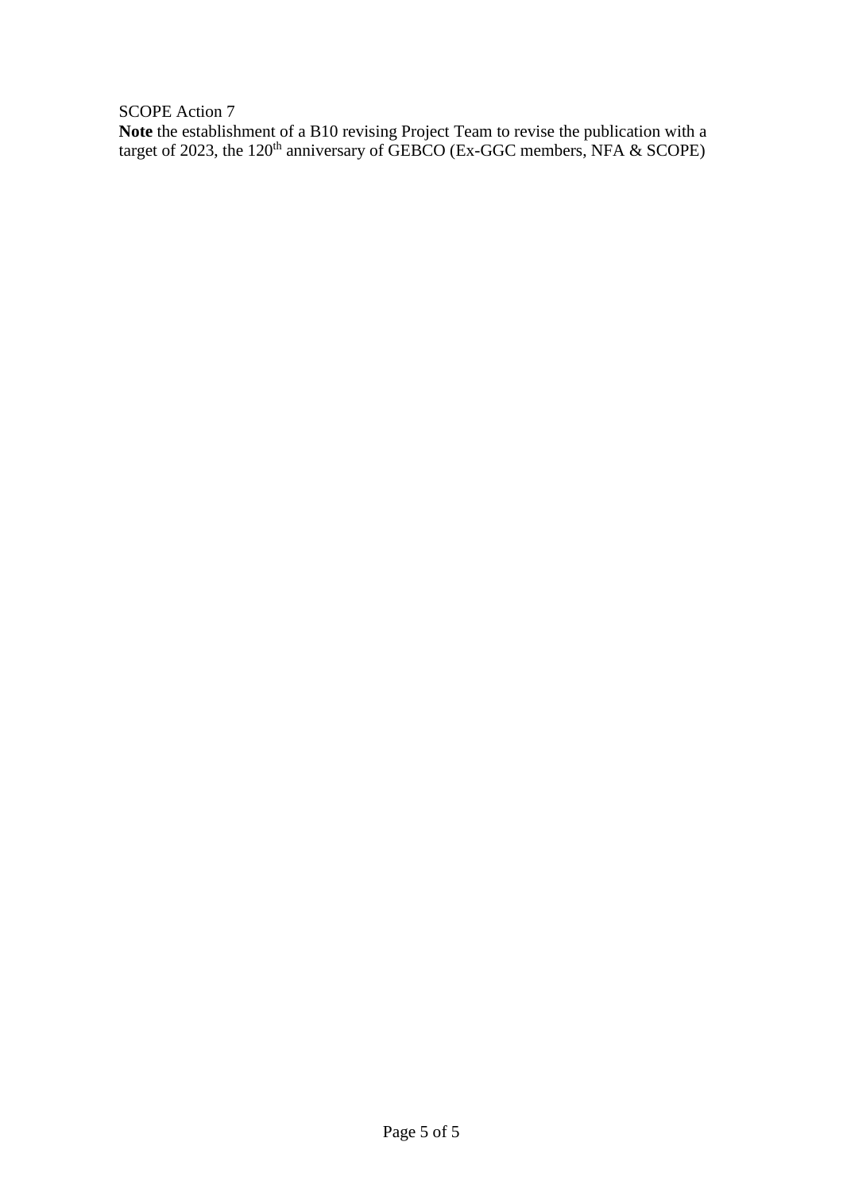SCOPE Action 7

**Note** the establishment of a B10 revising Project Team to revise the publication with a target of 2023, the 120th anniversary of GEBCO (Ex-GGC members, NFA & SCOPE)